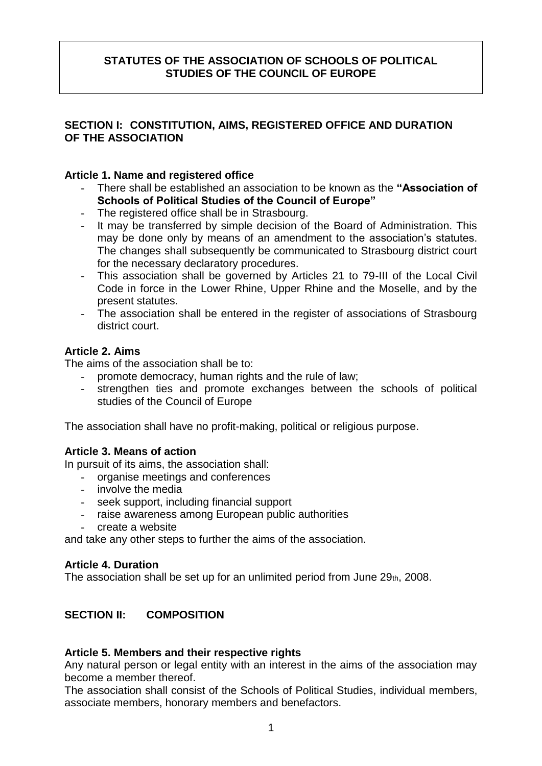# STATUTES OF THE ASSOCIATION OF SCHOOLS OF POLITICAL STUDIES OF THE COUNCIL OF EUROPE

## SECTION I: CONSTITUTION, AIMS, REGISTERED OFFICE AND DURATION OF THE ASSOCIATION

### Article 1. Name and registered office

- There shall be established an association to be known as the **"Association of Schools of Political Studies of the Council of Europe"**
- The registered office shall be in Strasbourg.
- It may be transferred by simple decision of the Board of Administration. This may be done only by means of an amendment to the association's statutes. The changes shall subsequently be communicated to Strasbourg district court for the necessary declaratory procedures.
- This association shall be governed by Articles 21 to 79-III of the Local Civil Code in force in the Lower Rhine, Upper Rhine and the Moselle, and by the present statutes.
- The association shall be entered in the register of associations of Strasbourg district court.

### Article 2. Aims

The aims of the association shall be to:

- promote democracy, human rights and the rule of law;
- strengthen ties and promote exchanges between the schools of political studies of the Council of Europe

The association shall have no profit-making, political or religious purpose.

### Article 3. Means of action

In pursuit of its aims, the association shall:

- organise meetings and conferences
- involve the media
- seek support, including financial support
- raise awareness among European public authorities
- create a website

and take any other steps to further the aims of the association.

### Article 4. Duration

The association shall be set up for an unlimited period from June 29th, 2008.

## SECTION II: COMPOSITION

### Article 5. Members and their respective rights

Any natural person or legal entity with an interest in the aims of the association may become a member thereof.

The association shall consist of the Schools of Political Studies, individual members, associate members, honorary members and benefactors.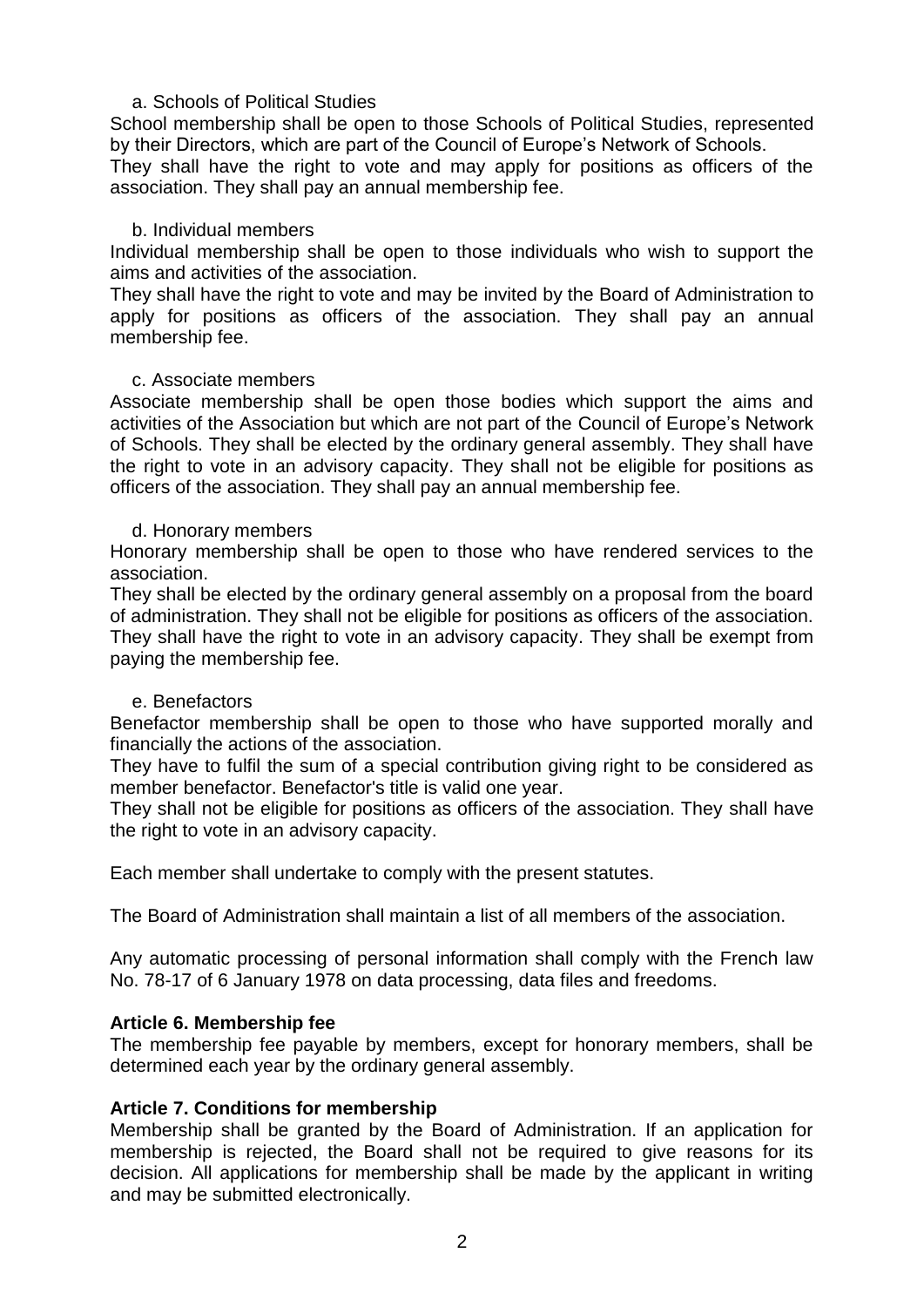a. Schools of Political Studies

School membership shall be open to those Schools of Political Studies, represented by their Directors, which are part of the Council of Europe's Network of Schools.
They shall have the right to vote and may apply for positions as officers of the association. They shall pay an annual membership fee.

b. Individual members

Individual membership shall be open to those individuals who wish to support the aims and activities of the association.
They shall have the right to vote and may be invited by the Board of Administration to apply for positions as officers of the association. They shall pay an annual membership fee.

c. Associate members

Associate membership shall be open those bodies which support the aims and activities of the Association but which are not part of the Council of Europe's Network of Schools. They shall be elected by the ordinary general assembly. They shall have the right to vote in an advisory capacity. They shall not be eligible for positions as officers of the association. They shall pay an annual membership fee.

d. Honorary members

Honorary membership shall be open to those who have rendered services to the association.
They shall be elected by the ordinary general assembly on a proposal from the board of administration. They shall not be eligible for positions as officers of the association. They shall have the right to vote in an advisory capacity. They shall be exempt from paying the membership fee.

e. Benefactors

Benefactor membership shall be open to those who have supported morally and financially the actions of the association.
They have to fulfil the sum of a special contribution giving right to be considered as member benefactor. Benefactor's title is valid one year.
They shall not be eligible for positions as officers of the association. They shall have the right to vote in an advisory capacity.

Each member shall undertake to comply with the present statutes.

The Board of Administration shall maintain a list of all members of the association.

Any automatic processing of personal information shall comply with the French law No. 78-17 of 6 January 1978 on data processing, data files and freedoms.

**Article 6. Membership fee**

The membership fee payable by members, except for honorary members, shall be determined each year by the ordinary general assembly.

**Article 7. Conditions for membership**

Membership shall be granted by the Board of Administration. If an application for membership is rejected, the Board shall not be required to give reasons for its decision. All applications for membership shall be made by the applicant in writing and may be submitted electronically.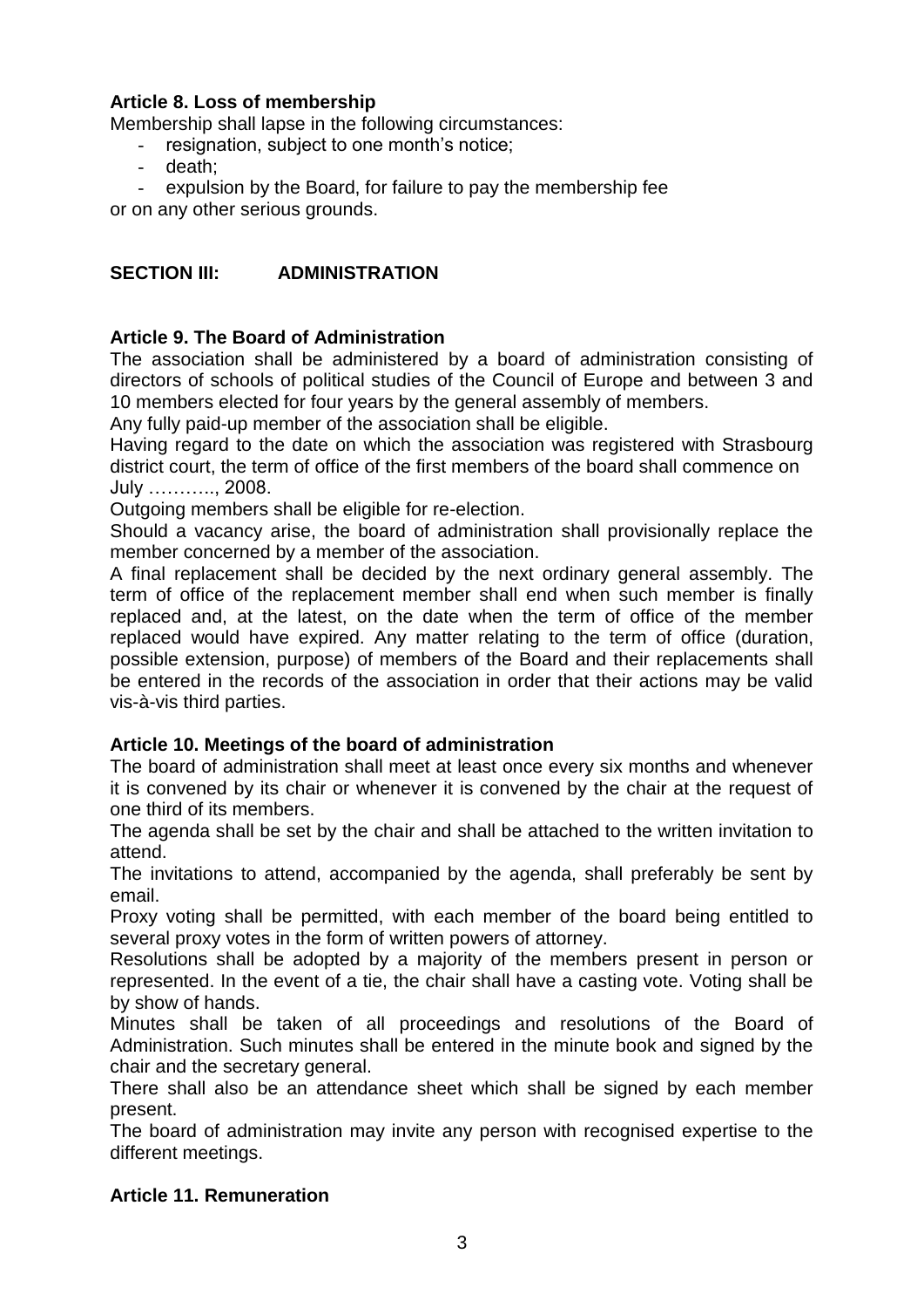**Article 8. Loss of membership**

Membership shall lapse in the following circumstances:

- resignation, subject to one month's notice;
- death;
- expulsion by the Board, for failure to pay the membership fee

or on any other serious grounds.

## SECTION III: ADMINISTRATION

**Article 9. The Board of Administration**

The association shall be administered by a board of administration consisting of directors of schools of political studies of the Council of Europe and between 3 and 10 members elected for four years by the general assembly of members.

Any fully paid-up member of the association shall be eligible.

Having regard to the date on which the association was registered with Strasbourg district court, the term of office of the first members of the board shall commence on July ……….., 2008.

Outgoing members shall be eligible for re-election.

Should a vacancy arise, the board of administration shall provisionally replace the member concerned by a member of the association.

A final replacement shall be decided by the next ordinary general assembly. The term of office of the replacement member shall end when such member is finally replaced and, at the latest, on the date when the term of office of the member replaced would have expired. Any matter relating to the term of office (duration, possible extension, purpose) of members of the Board and their replacements shall be entered in the records of the association in order that their actions may be valid vis-à-vis third parties.

**Article 10. Meetings of the board of administration**

The board of administration shall meet at least once every six months and whenever it is convened by its chair or whenever it is convened by the chair at the request of one third of its members.

The agenda shall be set by the chair and shall be attached to the written invitation to attend.

The invitations to attend, accompanied by the agenda, shall preferably be sent by email.

Proxy voting shall be permitted, with each member of the board being entitled to several proxy votes in the form of written powers of attorney.

Resolutions shall be adopted by a majority of the members present in person or represented. In the event of a tie, the chair shall have a casting vote. Voting shall be by show of hands.

Minutes shall be taken of all proceedings and resolutions of the Board of Administration. Such minutes shall be entered in the minute book and signed by the chair and the secretary general.

There shall also be an attendance sheet which shall be signed by each member present.

The board of administration may invite any person with recognised expertise to the different meetings.

**Article 11. Remuneration**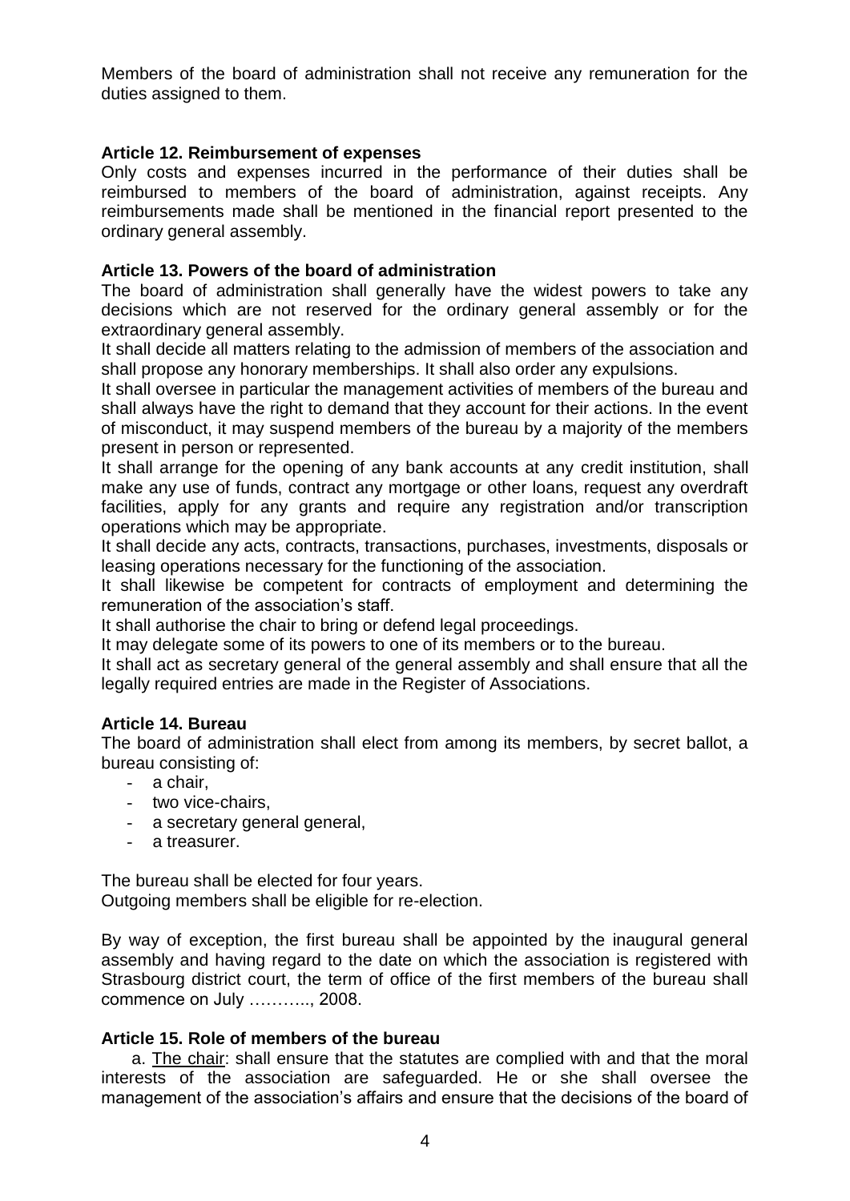Members of the board of administration shall not receive any remuneration for the duties assigned to them.

### Article 12. Reimbursement of expenses

Only costs and expenses incurred in the performance of their duties shall be reimbursed to members of the board of administration, against receipts. Any reimbursements made shall be mentioned in the financial report presented to the ordinary general assembly.

### Article 13. Powers of the board of administration

The board of administration shall generally have the widest powers to take any decisions which are not reserved for the ordinary general assembly or for the extraordinary general assembly.

It shall decide all matters relating to the admission of members of the association and shall propose any honorary memberships. It shall also order any expulsions.

It shall oversee in particular the management activities of members of the bureau and shall always have the right to demand that they account for their actions. In the event of misconduct, it may suspend members of the bureau by a majority of the members present in person or represented.

It shall arrange for the opening of any bank accounts at any credit institution, shall make any use of funds, contract any mortgage or other loans, request any overdraft facilities, apply for any grants and require any registration and/or transcription operations which may be appropriate.

It shall decide any acts, contracts, transactions, purchases, investments, disposals or leasing operations necessary for the functioning of the association.

It shall likewise be competent for contracts of employment and determining the remuneration of the association's staff.

It shall authorise the chair to bring or defend legal proceedings.

It may delegate some of its powers to one of its members or to the bureau.

It shall act as secretary general of the general assembly and shall ensure that all the legally required entries are made in the Register of Associations.

### Article 14. Bureau

The board of administration shall elect from among its members, by secret ballot, a bureau consisting of:

- a chair,
- two vice-chairs,
- a secretary general general,
- a treasurer.

The bureau shall be elected for four years.
Outgoing members shall be eligible for re-election.

By way of exception, the first bureau shall be appointed by the inaugural general assembly and having regard to the date on which the association is registered with Strasbourg district court, the term of office of the first members of the bureau shall commence on July ……….., 2008.

### Article 15. Role of members of the bureau

a. The chair: shall ensure that the statutes are complied with and that the moral interests of the association are safeguarded. He or she shall oversee the management of the association's affairs and ensure that the decisions of the board of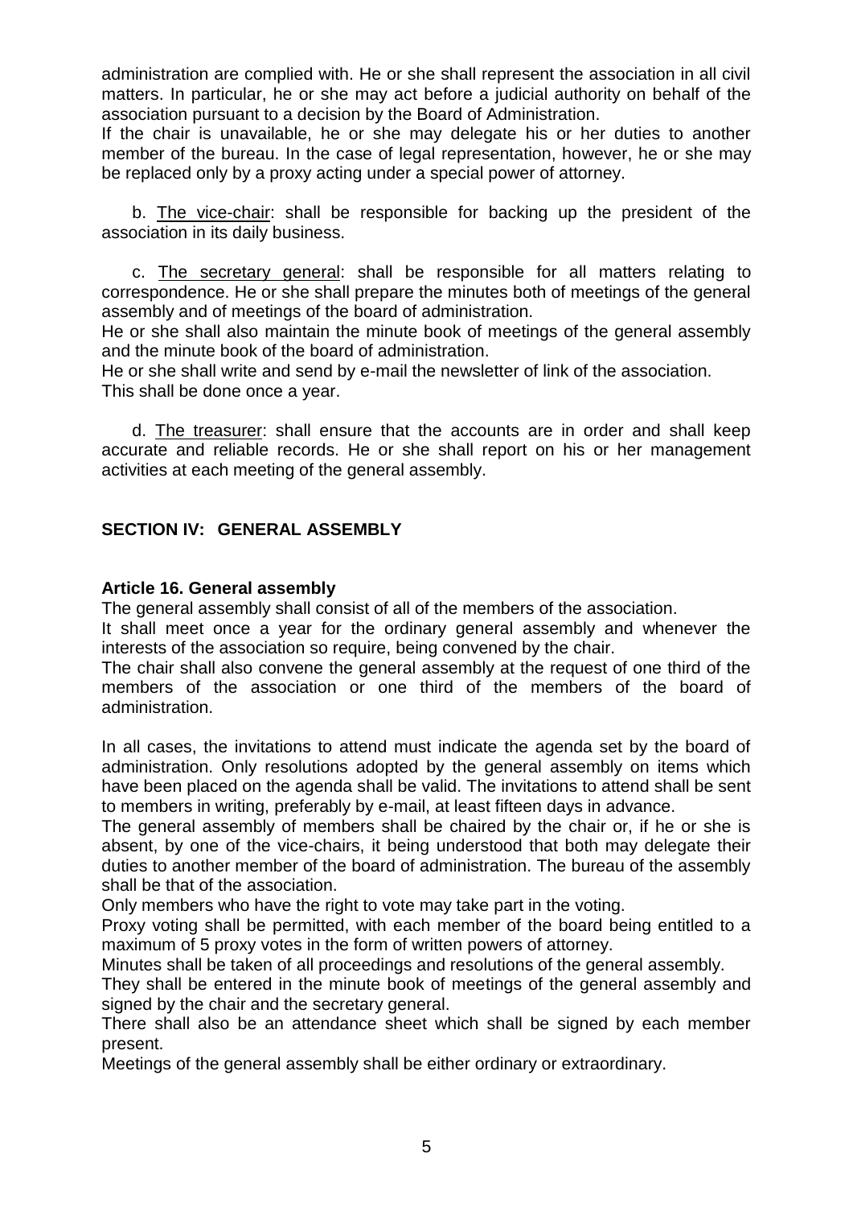administration are complied with. He or she shall represent the association in all civil matters. In particular, he or she may act before a judicial authority on behalf of the association pursuant to a decision by the Board of Administration.
If the chair is unavailable, he or she may delegate his or her duties to another member of the bureau. In the case of legal representation, however, he or she may be replaced only by a proxy acting under a special power of attorney.

b. The vice-chair: shall be responsible for backing up the president of the association in its daily business.

c. The secretary general: shall be responsible for all matters relating to correspondence. He or she shall prepare the minutes both of meetings of the general assembly and of meetings of the board of administration.
He or she shall also maintain the minute book of meetings of the general assembly and the minute book of the board of administration.
He or she shall write and send by e-mail the newsletter of link of the association.
This shall be done once a year.

d. The treasurer: shall ensure that the accounts are in order and shall keep accurate and reliable records. He or she shall report on his or her management activities at each meeting of the general assembly.

## SECTION IV: GENERAL ASSEMBLY

### Article 16. General assembly

The general assembly shall consist of all of the members of the association.
It shall meet once a year for the ordinary general assembly and whenever the interests of the association so require, being convened by the chair.
The chair shall also convene the general assembly at the request of one third of the members of the association or one third of the members of the board of administration.

In all cases, the invitations to attend must indicate the agenda set by the board of administration. Only resolutions adopted by the general assembly on items which have been placed on the agenda shall be valid. The invitations to attend shall be sent to members in writing, preferably by e-mail, at least fifteen days in advance.
The general assembly of members shall be chaired by the chair or, if he or she is absent, by one of the vice-chairs, it being understood that both may delegate their duties to another member of the board of administration. The bureau of the assembly shall be that of the association.
Only members who have the right to vote may take part in the voting.
Proxy voting shall be permitted, with each member of the board being entitled to a maximum of 5 proxy votes in the form of written powers of attorney.
Minutes shall be taken of all proceedings and resolutions of the general assembly.
They shall be entered in the minute book of meetings of the general assembly and signed by the chair and the secretary general.
There shall also be an attendance sheet which shall be signed by each member present.
Meetings of the general assembly shall be either ordinary or extraordinary.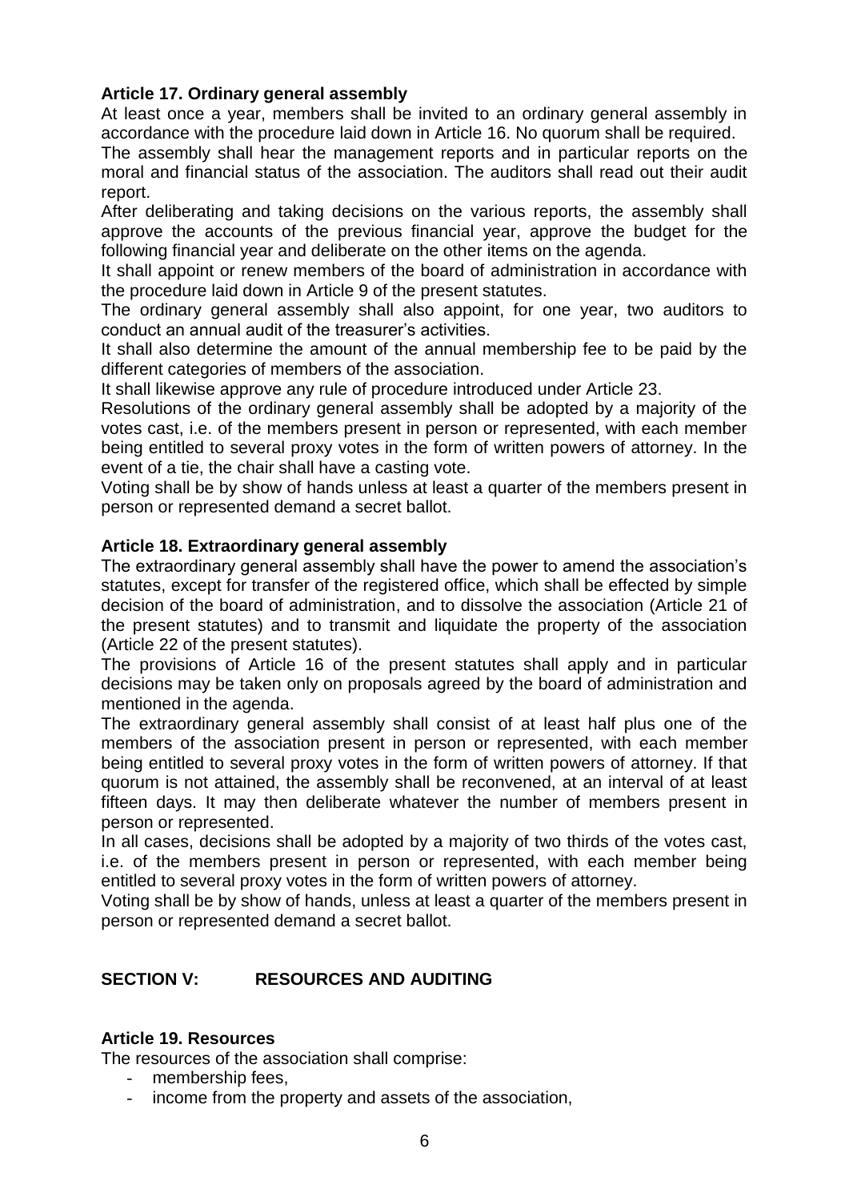### Article 17. Ordinary general assembly

At least once a year, members shall be invited to an ordinary general assembly in accordance with the procedure laid down in Article 16. No quorum shall be required.

The assembly shall hear the management reports and in particular reports on the moral and financial status of the association. The auditors shall read out their audit report.

After deliberating and taking decisions on the various reports, the assembly shall approve the accounts of the previous financial year, approve the budget for the following financial year and deliberate on the other items on the agenda.

It shall appoint or renew members of the board of administration in accordance with the procedure laid down in Article 9 of the present statutes.

The ordinary general assembly shall also appoint, for one year, two auditors to conduct an annual audit of the treasurer's activities.

It shall also determine the amount of the annual membership fee to be paid by the different categories of members of the association.

It shall likewise approve any rule of procedure introduced under Article 23.

Resolutions of the ordinary general assembly shall be adopted by a majority of the votes cast, i.e. of the members present in person or represented, with each member being entitled to several proxy votes in the form of written powers of attorney. In the event of a tie, the chair shall have a casting vote.

Voting shall be by show of hands unless at least a quarter of the members present in person or represented demand a secret ballot.

### Article 18. Extraordinary general assembly

The extraordinary general assembly shall have the power to amend the association's statutes, except for transfer of the registered office, which shall be effected by simple decision of the board of administration, and to dissolve the association (Article 21 of the present statutes) and to transmit and liquidate the property of the association (Article 22 of the present statutes).

The provisions of Article 16 of the present statutes shall apply and in particular decisions may be taken only on proposals agreed by the board of administration and mentioned in the agenda.

The extraordinary general assembly shall consist of at least half plus one of the members of the association present in person or represented, with each member being entitled to several proxy votes in the form of written powers of attorney. If that quorum is not attained, the assembly shall be reconvened, at an interval of at least fifteen days. It may then deliberate whatever the number of members present in person or represented.

In all cases, decisions shall be adopted by a majority of two thirds of the votes cast, i.e. of the members present in person or represented, with each member being entitled to several proxy votes in the form of written powers of attorney.

Voting shall be by show of hands, unless at least a quarter of the members present in person or represented demand a secret ballot.

## SECTION V: RESOURCES AND AUDITING

### Article 19. Resources

The resources of the association shall comprise:

- membership fees,
- income from the property and assets of the association,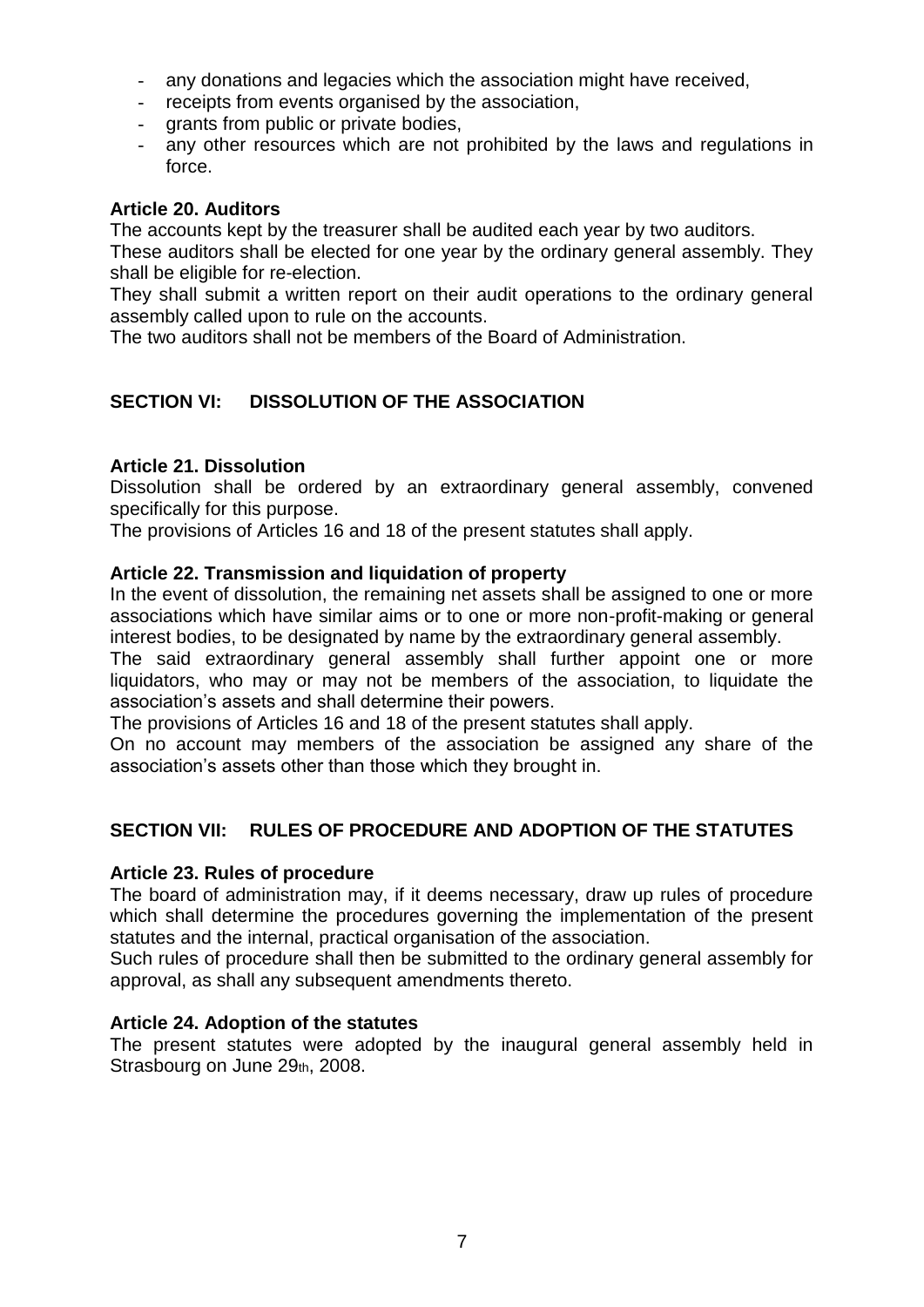- any donations and legacies which the association might have received,
- receipts from events organised by the association,
- grants from public or private bodies,
- any other resources which are not prohibited by the laws and regulations in force.

**Article 20. Auditors**

The accounts kept by the treasurer shall be audited each year by two auditors.

These auditors shall be elected for one year by the ordinary general assembly. They shall be eligible for re-election.

They shall submit a written report on their audit operations to the ordinary general assembly called upon to rule on the accounts.

The two auditors shall not be members of the Board of Administration.

## SECTION VI: DISSOLUTION OF THE ASSOCIATION

**Article 21. Dissolution**

Dissolution shall be ordered by an extraordinary general assembly, convened specifically for this purpose.

The provisions of Articles 16 and 18 of the present statutes shall apply.

**Article 22. Transmission and liquidation of property**

In the event of dissolution, the remaining net assets shall be assigned to one or more associations which have similar aims or to one or more non-profit-making or general interest bodies, to be designated by name by the extraordinary general assembly.

The said extraordinary general assembly shall further appoint one or more liquidators, who may or may not be members of the association, to liquidate the association's assets and shall determine their powers.

The provisions of Articles 16 and 18 of the present statutes shall apply.

On no account may members of the association be assigned any share of the association's assets other than those which they brought in.

## SECTION VII: RULES OF PROCEDURE AND ADOPTION OF THE STATUTES

**Article 23. Rules of procedure**

The board of administration may, if it deems necessary, draw up rules of procedure which shall determine the procedures governing the implementation of the present statutes and the internal, practical organisation of the association.

Such rules of procedure shall then be submitted to the ordinary general assembly for approval, as shall any subsequent amendments thereto.

**Article 24. Adoption of the statutes**

The present statutes were adopted by the inaugural general assembly held in Strasbourg on June 29th, 2008.